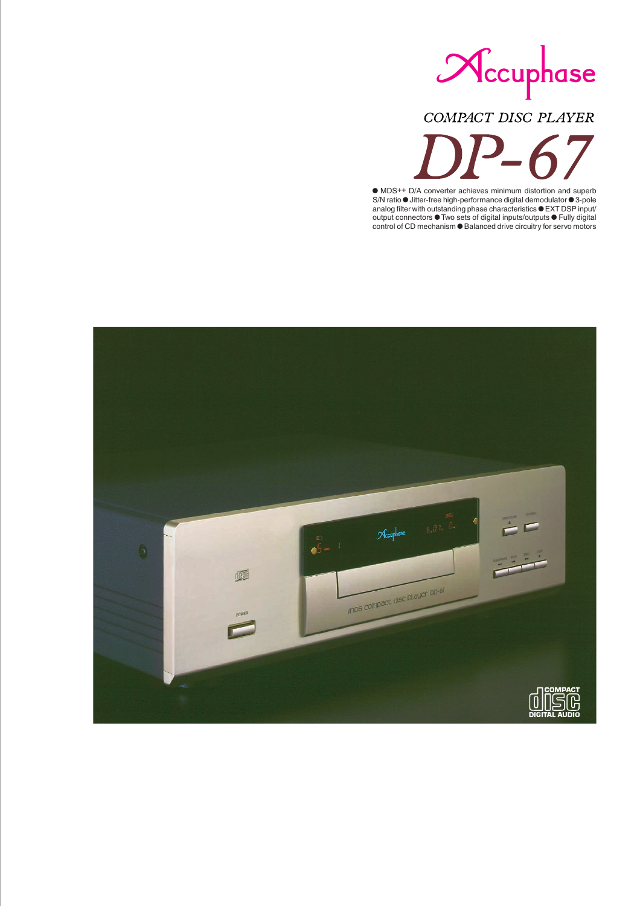# Accuphase

## COMPACT DISC PLAYER

# DP-67

● MDS++ D/A converter achieves minimum distortion and superb S/N ratio ● Jitter-free high-performance digital demodulator ● 3-pole analog filter with outstanding phase characteristics ● EXT DSP input/output connectors ● Two sets of digital inputs/outputs ● Fully digital control of CD mechanism ● Balanced drive circuitry for servo motors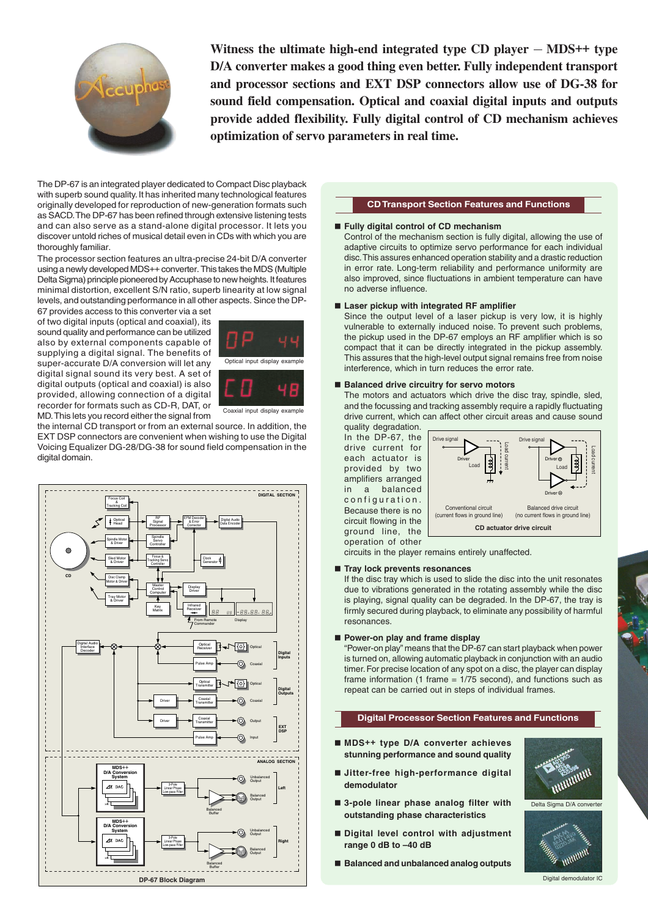**Witness the ultimate high-end integrated type CD player – MDS++ type D/A converter makes a good thing even better. Fully independent transport and processor sections and EXT DSP connectors allow use of DG-38 for sound field compensation. Optical and coaxial digital inputs and outputs provide added flexibility. Fully digital control of CD mechanism achieves optimization of servo parameters in real time.**

The DP-67 is an integrated player dedicated to Compact Disc playback with superb sound quality. It has inherited many technological features originally developed for reproduction of new-generation formats such as SACD. The DP-67 has been refined through extensive listening tests and can also serve as a stand-alone digital processor. It lets you discover untold riches of musical detail even in CDs with which you are thoroughly familiar.

The processor section features an ultra-precise 24-bit D/A converter using a newly developed MDS++ converter. This takes the MDS (Multiple Delta Sigma) principle pioneered by Accuphase to new heights. It features minimal distortion, excellent S/N ratio, superb linearity at low signal levels, and outstanding performance in all other aspects. Since the DP-67 provides access to this converter via a set of two digital inputs (optical and coaxial), its sound quality and performance can be utilized also by external components capable of supplying a digital signal. The benefits of super-accurate D/A conversion will let any digital signal sound its very best. A set of digital outputs (optical and coaxial) is also provided, allowing connection of a digital recorder for formats such as CD-R, DAT, or MD. This lets you record either the signal from the internal CD transport or from an external source. In addition, the EXT DSP connectors are convenient when wishing to use the Digital Voicing Equalizer DG-28/DG-38 for sound field compensation in the digital domain.

Optical input display example

Coaxial input display example

DP-67 Block Diagram

## CD Transport Section Features and Functions

### Fully digital control of CD mechanism

Control of the mechanism section is fully digital, allowing the use of adaptive circuits to optimize servo performance for each individual disc. This assures enhanced operation stability and a drastic reduction in error rate. Long-term reliability and performance uniformity are also improved, since fluctuations in ambient temperature can have no adverse influence.

### Laser pickup with integrated RF amplifier

Since the output level of a laser pickup is very low, it is highly vulnerable to externally induced noise. To prevent such problems, the pickup used in the DP-67 employs an RF amplifier which is so compact that it can be directly integrated in the pickup assembly. This assures that the high-level output signal remains free from noise interference, which in turn reduces the error rate.

### Balanced drive circuitry for servo motors

The motors and actuators which drive the disc tray, spindle, sled, and the focussing and tracking assembly require a rapidly fluctuating drive current, which can affect other circuit areas and cause sound quality degradation. In the DP-67, the drive current for each actuator is provided by two amplifiers arranged in a balanced configuration. Because there is no circuit flowing in the ground line, the operation of other circuits in the player remains entirely unaffected.

Conventional circuit (current flows in ground line) — Balanced drive circuit (no current flows in ground line)

CD actuator drive circuit

### Tray lock prevents resonances

If the disc tray which is used to slide the disc into the unit resonates due to vibrations generated in the rotating assembly while the disc is playing, signal quality can be degraded. In the DP-67, the tray is firmly secured during playback, to eliminate any possibility of harmful resonances.

### Power-on play and frame display

"Power-on play" means that the DP-67 can start playback when power is turned on, allowing automatic playback in conjunction with an audio timer. For precise location of any spot on a disc, the player can display frame information (1 frame = 1/75 second), and functions such as repeat can be carried out in steps of individual frames.

## Digital Processor Section Features and Functions

- **MDS++ type D/A converter achieves stunning performance and sound quality**
- **Jitter-free high-performance digital demodulator**
- **3-pole linear phase analog filter with outstanding phase characteristics**
- **Digital level control with adjustment range 0 dB to –40 dB**
- **Balanced and unbalanced analog outputs**

Delta Sigma D/A converter

Digital demodulator IC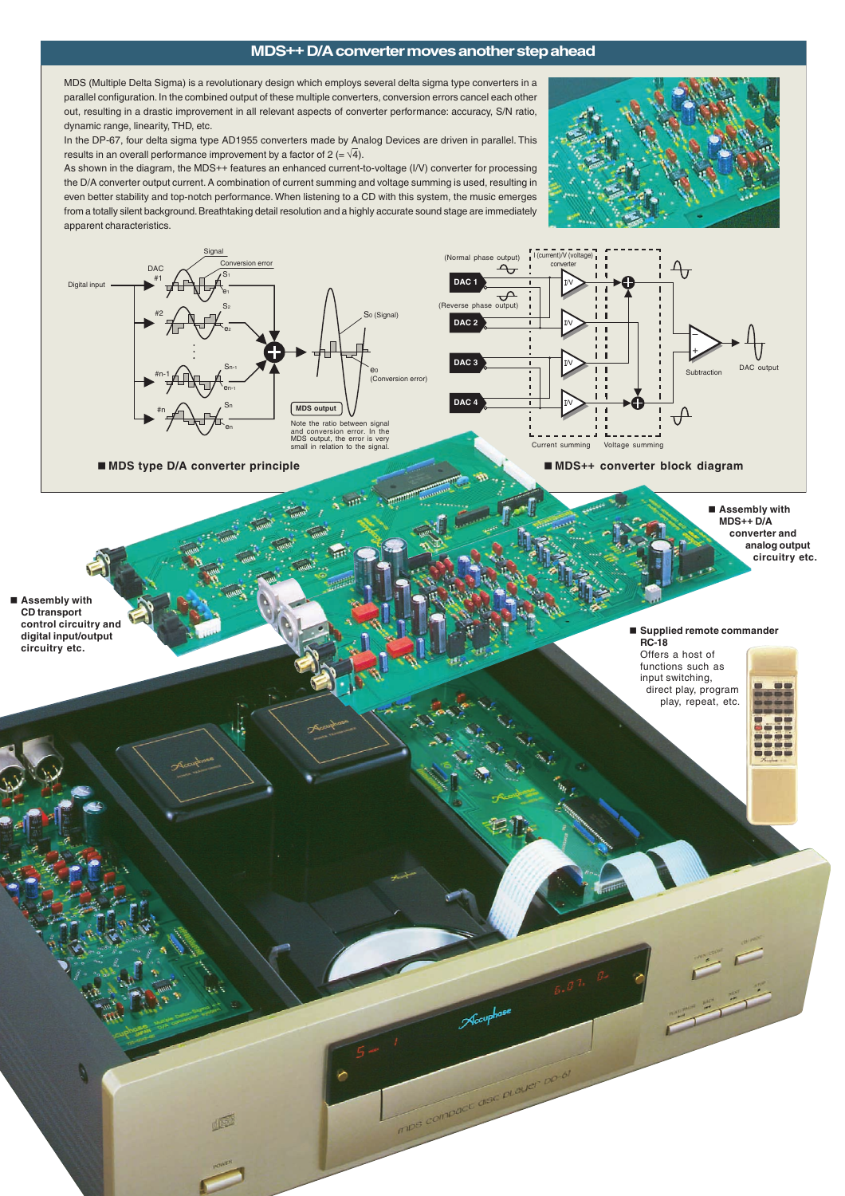## MDS++ D/A converter moves another step ahead

MDS (Multiple Delta Sigma) is a revolutionary design which employs several delta sigma type converters in a parallel configuration. In the combined output of these multiple converters, conversion errors cancel each other out, resulting in a drastic improvement in all relevant aspects of converter performance: accuracy, S/N ratio, dynamic range, linearity, THD, etc.

In the DP-67, four delta sigma type AD1955 converters made by Analog Devices are driven in parallel. This results in an overall performance improvement by a factor of 2 (= $\sqrt{4}$).

As shown in the diagram, the MDS++ features an enhanced current-to-voltage (I/V) converter for processing the D/A converter output current. A combination of current summing and voltage summing is used, resulting in even better stability and top-notch performance. When listening to a CD with this system, the music emerges from a totally silent background. Breathtaking detail resolution and a highly accurate sound stage are immediately apparent characteristics.

Digital input · DAC #1, #2, …, #n-1, #n · Signal · Conversion error · $S_1$, $e_1$ · $S_2$, $e_2$ · $S_{n-1}$, $e_{n-1}$ · $S_n$, $e_n$ · $S_0$ (Signal) · $e_0$ (Conversion error) · MDS output

Note the ratio between signal and conversion error. In the MDS output, the error is very small in relation to the signal.

**■ MDS type D/A converter principle**

(Normal phase output) · (Reverse phase output) · DAC 1 · DAC 2 · DAC 3 · DAC 4 · I (current)/V (voltage) converter · I/V · Current summing · Voltage summing · Subtraction · DAC output

**■ MDS++ converter block diagram**

**■ Assembly with MDS++ D/A converter and analog output circuitry etc.**

**■ Assembly with CD transport control circuitry and digital input/output circuitry etc.**

**■ Supplied remote commander RC-18**
Offers a host of functions such as input switching, direct play, program play, repeat, etc.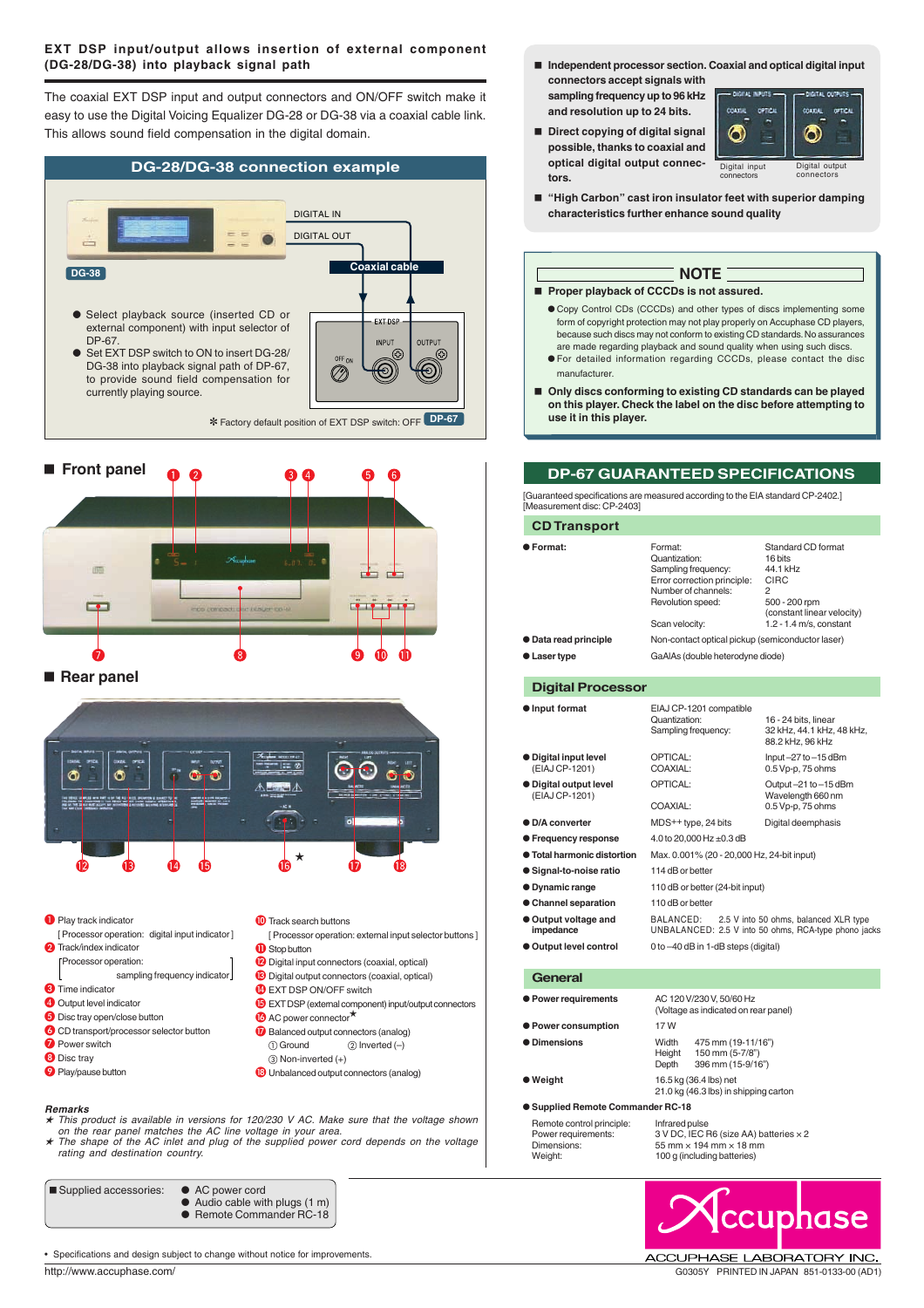**EXT DSP input/output allows insertion of external component (DG-28/DG-38) into playback signal path**

The coaxial EXT DSP input and output connectors and ON/OFF switch make it easy to use the Digital Voicing Equalizer DG-28 or DG-38 via a coaxial cable link. This allows sound field compensation in the digital domain.

## DG-28/DG-38 connection example

DIGITAL IN

DIGITAL OUT

Coaxial cable

DG-38

- Select playback source (inserted CD or external component) with input selector of DP-67.
- Set EXT DSP switch to ON to insert DG-28/ DG-38 into playback signal path of DP-67, to provide sound field compensation for currently playing source.

EXT DSP

INPUT OUTPUT

OFF ON

✻ Factory default position of EXT DSP switch: OFF DP-67

- **Independent processor section. Coaxial and optical digital input connectors accept signals with sampling frequency up to 96 kHz and resolution up to 24 bits.**
- **Direct copying of digital signal possible, thanks to coaxial and optical digital output connectors.**

Digital input connectors

Digital output connectors

- **"High Carbon" cast iron insulator feet with superior damping characteristics further enhance sound quality**

## NOTE

- **Proper playback of CCCDs is not assured.**
  - Copy Control CDs (CCCDs) and other types of discs implementing some form of copyright protection may not play properly on Accuphase CD players, because such discs may not conform to existing CD standards. No assurances are made regarding playback and sound quality when using such discs.
  - For detailed information regarding CCCDs, please contact the disc manufacturer.
- **Only discs conforming to existing CD standards can be played on this player. Check the label on the disc before attempting to use it in this player.**

## Front panel

## Rear panel

1. Play track indicator
   [Processor operation: digital input indicator]
2. Track/index indicator
   [Processor operation: sampling frequency indicator]
3. Time indicator
4. Output level indicator
5. Disc tray open/close button
6. CD transport/processor selector button
7. Power switch
8. Disc tray
9. Play/pause button
10. Track search buttons
    [Processor operation: external input selector buttons]
11. Stop button
12. Digital input connectors (coaxial, optical)
13. Digital output connectors (coaxial, optical)
14. EXT DSP ON/OFF switch
15. EXT DSP (external component) input/output connectors
16. AC power connector★
17. Balanced output connectors (analog)
    ① Ground ② Inverted (–)
    ③ Non-inverted (+)
18. Unbalanced output connectors (analog)

*Remarks*

★ *This product is available in versions for 120/230 V AC. Make sure that the voltage shown on the rear panel matches the AC line voltage in your area.*

★ *The shape of the AC inlet and plug of the supplied power cord depends on the voltage rating and destination country.*

## DP-67 GUARANTEED SPECIFICATIONS

[Guaranteed specifications are measured according to the EIA standard CP-2402.]
[Measurement disc: CP-2403]

### CD Transport

| | | |
|---|---|---|
| ● **Format:** | Format: | Standard CD format |
| | Quantization: | 16 bits |
| | Sampling frequency: | 44.1 kHz |
| | Error correction principle: | CIRC |
| | Number of channels: | 2 |
| | Revolution speed: | 500 - 200 rpm (constant linear velocity) |
| | Scan velocity: | 1.2 - 1.4 m/s, constant |
| ● **Data read principle** | Non-contact optical pickup (semiconductor laser) | |
| ● **Laser type** | GaAlAs (double heterodyne diode) | |

### Digital Processor

| | | |
|---|---|---|
| ● **Input format** | EIAJ CP-1201 compatible | |
| | Quantization: | 16 - 24 bits, linear |
| | Sampling frequency: | 32 kHz, 44.1 kHz, 48 kHz, 88.2 kHz, 96 kHz |
| ● **Digital input level** (EIAJ CP-1201) | OPTICAL: | Input –27 to –15 dBm |
| | COAXIAL: | 0.5 Vp-p, 75 ohms |
| ● **Digital output level** (EIAJ CP-1201) | OPTICAL: | Output –21 to –15 dBm Wavelength 660 nm |
| | COAXIAL: | 0.5 Vp-p, 75 ohms |
| ● **D/A converter** | MDS++ type, 24 bits | Digital deemphasis |
| ● **Frequency response** | 4.0 to 20,000 Hz ±0.3 dB | |
| ● **Total harmonic distortion** | Max. 0.001% (20 - 20,000 Hz, 24-bit input) | |
| ● **Signal-to-noise ratio** | 114 dB or better | |
| ● **Dynamic range** | 110 dB or better (24-bit input) | |
| ● **Channel separation** | 110 dB or better | |
| ● **Output voltage and impedance** | BALANCED: 2.5 V into 50 ohms, balanced XLR type; UNBALANCED: 2.5 V into 50 ohms, RCA-type phono jacks | |
| ● **Output level control** | 0 to –40 dB in 1-dB steps (digital) | |

### General

| | |
|---|---|
| ● **Power requirements** | AC 120 V/230 V, 50/60 Hz (Voltage as indicated on rear panel) |
| ● **Power consumption** | 17 W |
| ● **Dimensions** | Width 475 mm (19-11/16"); Height 150 mm (5-7/8"); Depth 396 mm (15-9/16") |
| ● **Weight** | 16.5 kg (36.4 lbs) net; 21.0 kg (46.3 lbs) in shipping carton |

● **Supplied Remote Commander RC-18**

| | |
|---|---|
| Remote control principle: | Infrared pulse |
| Power requirements: | 3 V DC, IEC R6 (size AA) batteries × 2 |
| Dimensions: | 55 mm × 194 mm × 18 mm |
| Weight: | 100 g (including batteries) |

■ Supplied accessories:
- AC power cord
- Audio cable with plugs (1 m)
- Remote Commander RC-18

• Specifications and design subject to change without notice for improvements.

http://www.accuphase.com/

Accuphase

ACCUPHASE LABORATORY INC.

G0305Y PRINTED IN JAPAN 851-0133-00 (AD1)